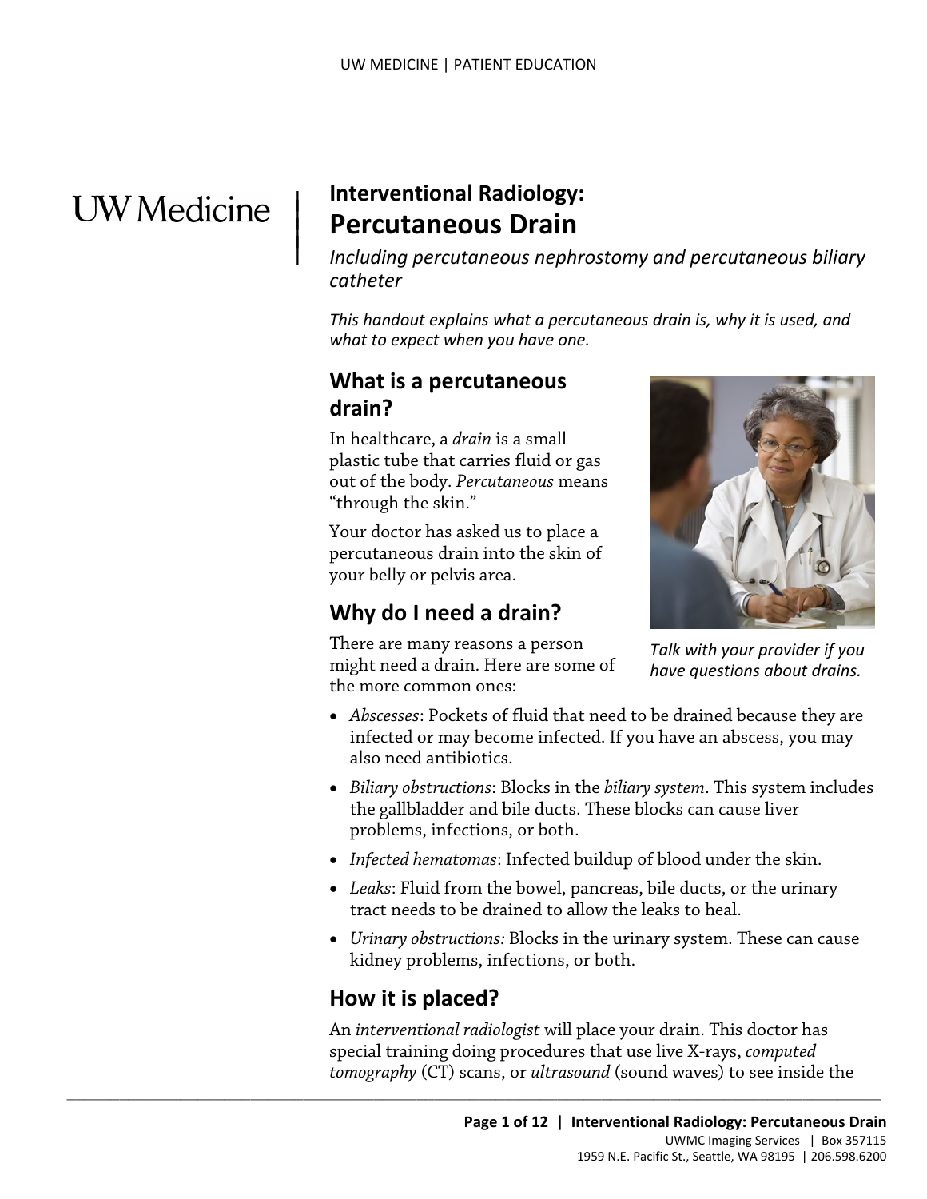# Interventional Radiology: Percutaneous Drain

*Including percutaneous nephrostomy and percutaneous biliary catheter*

*This handout explains what a percutaneous drain is, why it is used, and what to expect when you have one.*

## What is a percutaneous drain?

In healthcare, a *drain* is a small plastic tube that carries fluid or gas out of the body. *Percutaneous* means "through the skin."

Your doctor has asked us to place a percutaneous drain into the skin of your belly or pelvis area.

*Talk with your provider if you have questions about drains.*

## Why do I need a drain?

There are many reasons a person might need a drain. Here are some of the more common ones:

- *Abscesses*: Pockets of fluid that need to be drained because they are infected or may become infected. If you have an abscess, you may also need antibiotics.
- *Biliary obstructions*: Blocks in the *biliary system*. This system includes the gallbladder and bile ducts. These blocks can cause liver problems, infections, or both.
- *Infected hematomas*: Infected buildup of blood under the skin.
- *Leaks*: Fluid from the bowel, pancreas, bile ducts, or the urinary tract needs to be drained to allow the leaks to heal.
- *Urinary obstructions:* Blocks in the urinary system. These can cause kidney problems, infections, or both.

## How it is placed?

An *interventional radiologist* will place your drain. This doctor has special training doing procedures that use live X-rays, *computed tomography* (CT) scans, or *ultrasound* (sound waves) to see inside the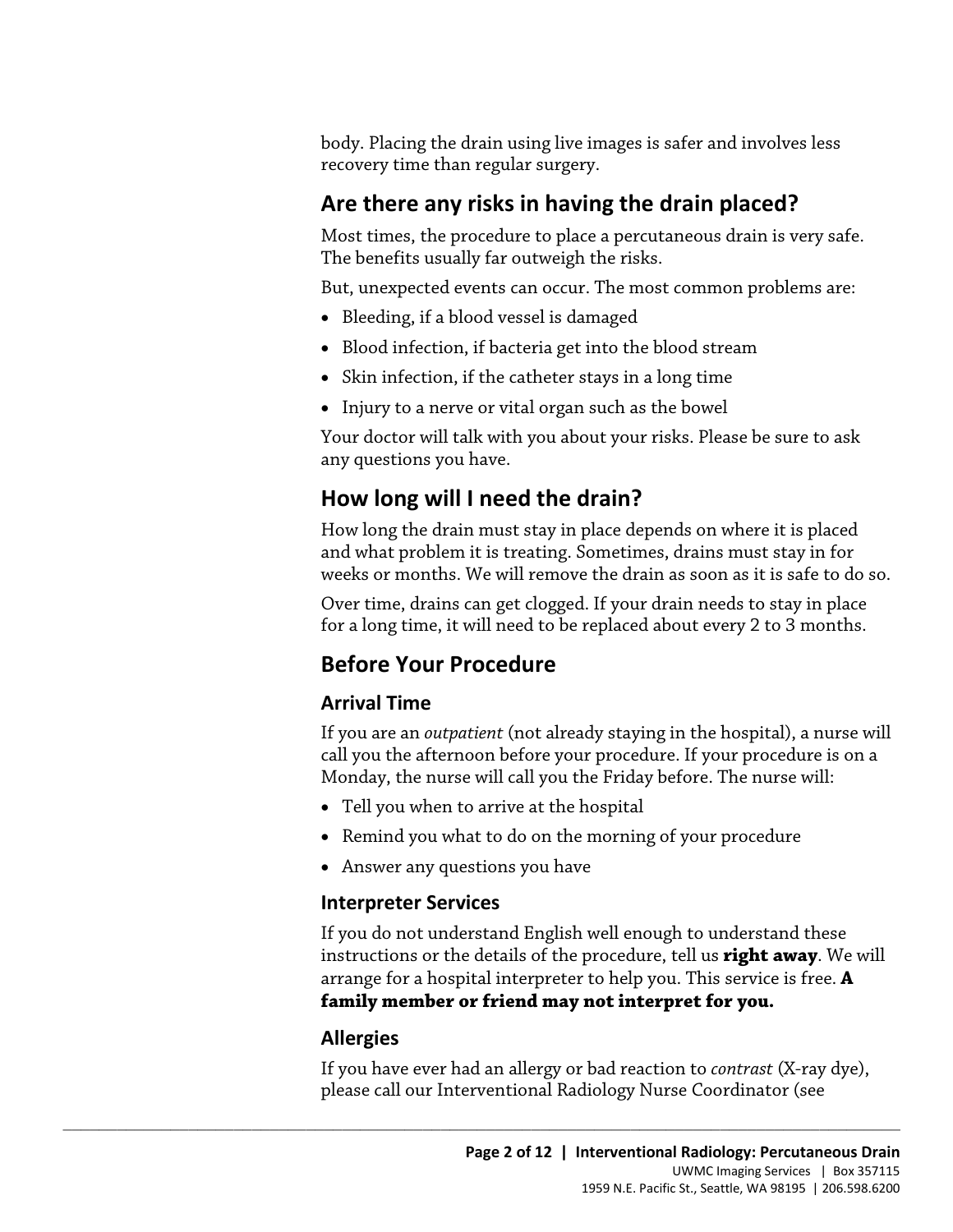body. Placing the drain using live images is safer and involves less recovery time than regular surgery.

## Are there any risks in having the drain placed?

Most times, the procedure to place a percutaneous drain is very safe. The benefits usually far outweigh the risks.

But, unexpected events can occur. The most common problems are:

- Bleeding, if a blood vessel is damaged
- Blood infection, if bacteria get into the blood stream
- Skin infection, if the catheter stays in a long time
- Injury to a nerve or vital organ such as the bowel

Your doctor will talk with you about your risks. Please be sure to ask any questions you have.

## How long will I need the drain?

How long the drain must stay in place depends on where it is placed and what problem it is treating. Sometimes, drains must stay in for weeks or months. We will remove the drain as soon as it is safe to do so.

Over time, drains can get clogged. If your drain needs to stay in place for a long time, it will need to be replaced about every 2 to 3 months.

## Before Your Procedure

### Arrival Time

If you are an *outpatient* (not already staying in the hospital), a nurse will call you the afternoon before your procedure. If your procedure is on a Monday, the nurse will call you the Friday before. The nurse will:

- Tell you when to arrive at the hospital
- Remind you what to do on the morning of your procedure
- Answer any questions you have

### Interpreter Services

If you do not understand English well enough to understand these instructions or the details of the procedure, tell us **right away**. We will arrange for a hospital interpreter to help you. This service is free. **A family member or friend may not interpret for you.**

### Allergies

If you have ever had an allergy or bad reaction to *contrast* (X-ray dye), please call our Interventional Radiology Nurse Coordinator (see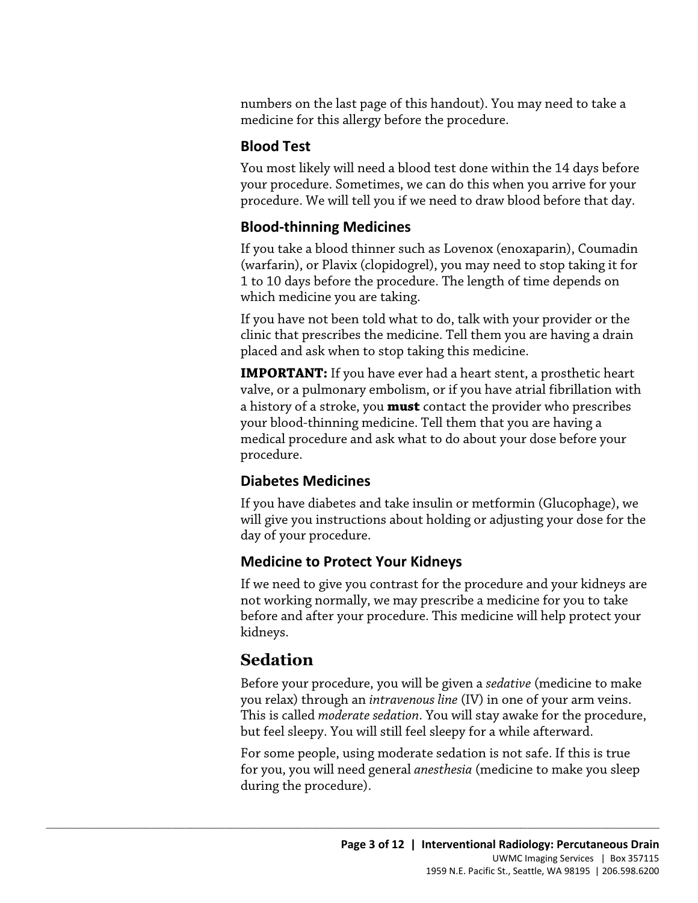numbers on the last page of this handout). You may need to take a medicine for this allergy before the procedure.

### Blood Test

You most likely will need a blood test done within the 14 days before your procedure. Sometimes, we can do this when you arrive for your procedure. We will tell you if we need to draw blood before that day.

### Blood-thinning Medicines

If you take a blood thinner such as Lovenox (enoxaparin), Coumadin (warfarin), or Plavix (clopidogrel), you may need to stop taking it for 1 to 10 days before the procedure. The length of time depends on which medicine you are taking.

If you have not been told what to do, talk with your provider or the clinic that prescribes the medicine. Tell them you are having a drain placed and ask when to stop taking this medicine.

**IMPORTANT:** If you have ever had a heart stent, a prosthetic heart valve, or a pulmonary embolism, or if you have atrial fibrillation with a history of a stroke, you **must** contact the provider who prescribes your blood-thinning medicine. Tell them that you are having a medical procedure and ask what to do about your dose before your procedure.

### Diabetes Medicines

If you have diabetes and take insulin or metformin (Glucophage), we will give you instructions about holding or adjusting your dose for the day of your procedure.

### Medicine to Protect Your Kidneys

If we need to give you contrast for the procedure and your kidneys are not working normally, we may prescribe a medicine for you to take before and after your procedure. This medicine will help protect your kidneys.

## Sedation

Before your procedure, you will be given a *sedative* (medicine to make you relax) through an *intravenous line* (IV) in one of your arm veins. This is called *moderate sedation*. You will stay awake for the procedure, but feel sleepy. You will still feel sleepy for a while afterward.

For some people, using moderate sedation is not safe. If this is true for you, you will need general *anesthesia* (medicine to make you sleep during the procedure).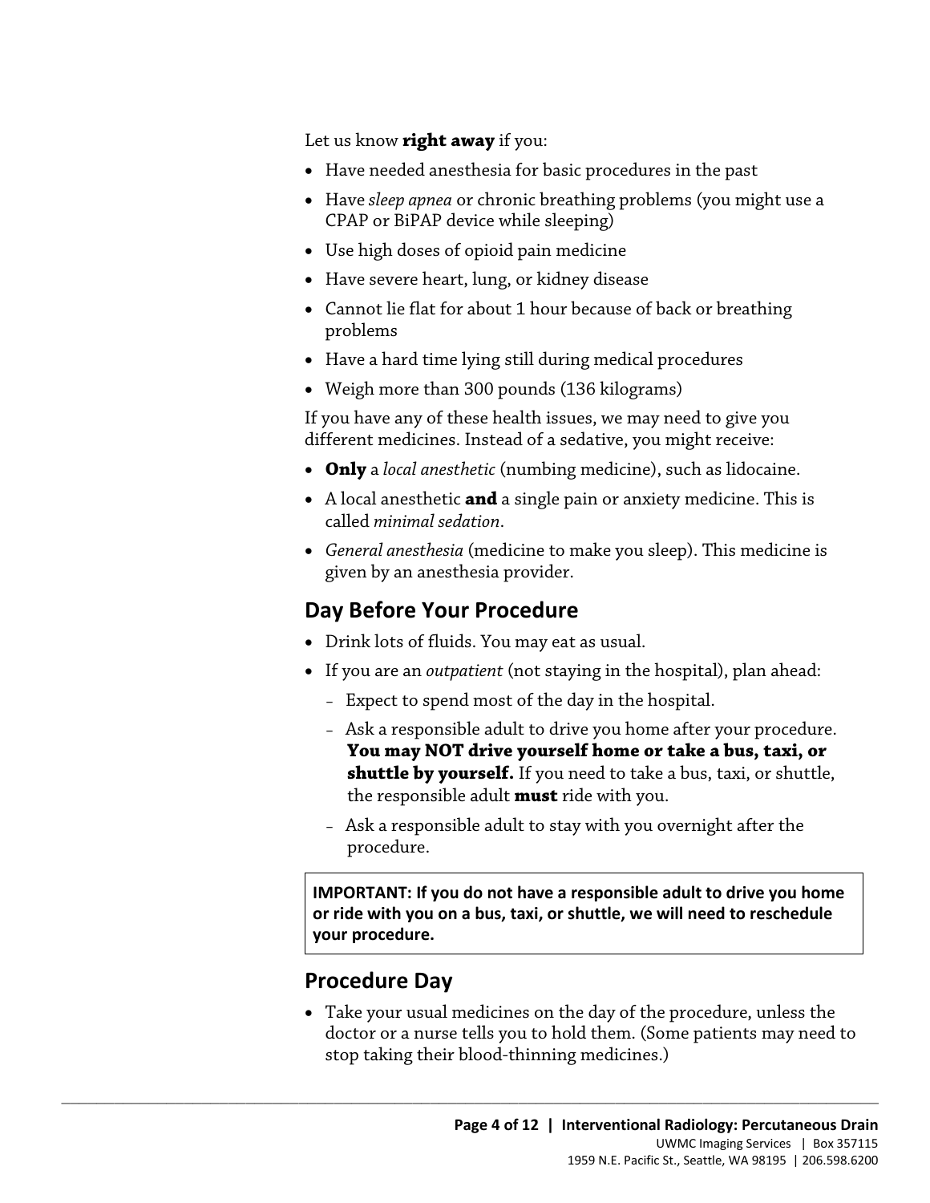Let us know **right away** if you:

- Have needed anesthesia for basic procedures in the past
- Have *sleep apnea* or chronic breathing problems (you might use a CPAP or BiPAP device while sleeping)
- Use high doses of opioid pain medicine
- Have severe heart, lung, or kidney disease
- Cannot lie flat for about 1 hour because of back or breathing problems
- Have a hard time lying still during medical procedures
- Weigh more than 300 pounds (136 kilograms)

If you have any of these health issues, we may need to give you different medicines. Instead of a sedative, you might receive:

- **Only** a *local anesthetic* (numbing medicine), such as lidocaine.
- A local anesthetic **and** a single pain or anxiety medicine. This is called *minimal sedation*.
- *General anesthesia* (medicine to make you sleep). This medicine is given by an anesthesia provider.

## Day Before Your Procedure

- Drink lots of fluids. You may eat as usual.
- If you are an *outpatient* (not staying in the hospital), plan ahead:
  - Expect to spend most of the day in the hospital.
  - Ask a responsible adult to drive you home after your procedure. **You may NOT drive yourself home or take a bus, taxi, or shuttle by yourself.** If you need to take a bus, taxi, or shuttle, the responsible adult **must** ride with you.
  - Ask a responsible adult to stay with you overnight after the procedure.

**IMPORTANT: If you do not have a responsible adult to drive you home or ride with you on a bus, taxi, or shuttle, we will need to reschedule your procedure.**

## Procedure Day

- Take your usual medicines on the day of the procedure, unless the doctor or a nurse tells you to hold them. (Some patients may need to stop taking their blood-thinning medicines.)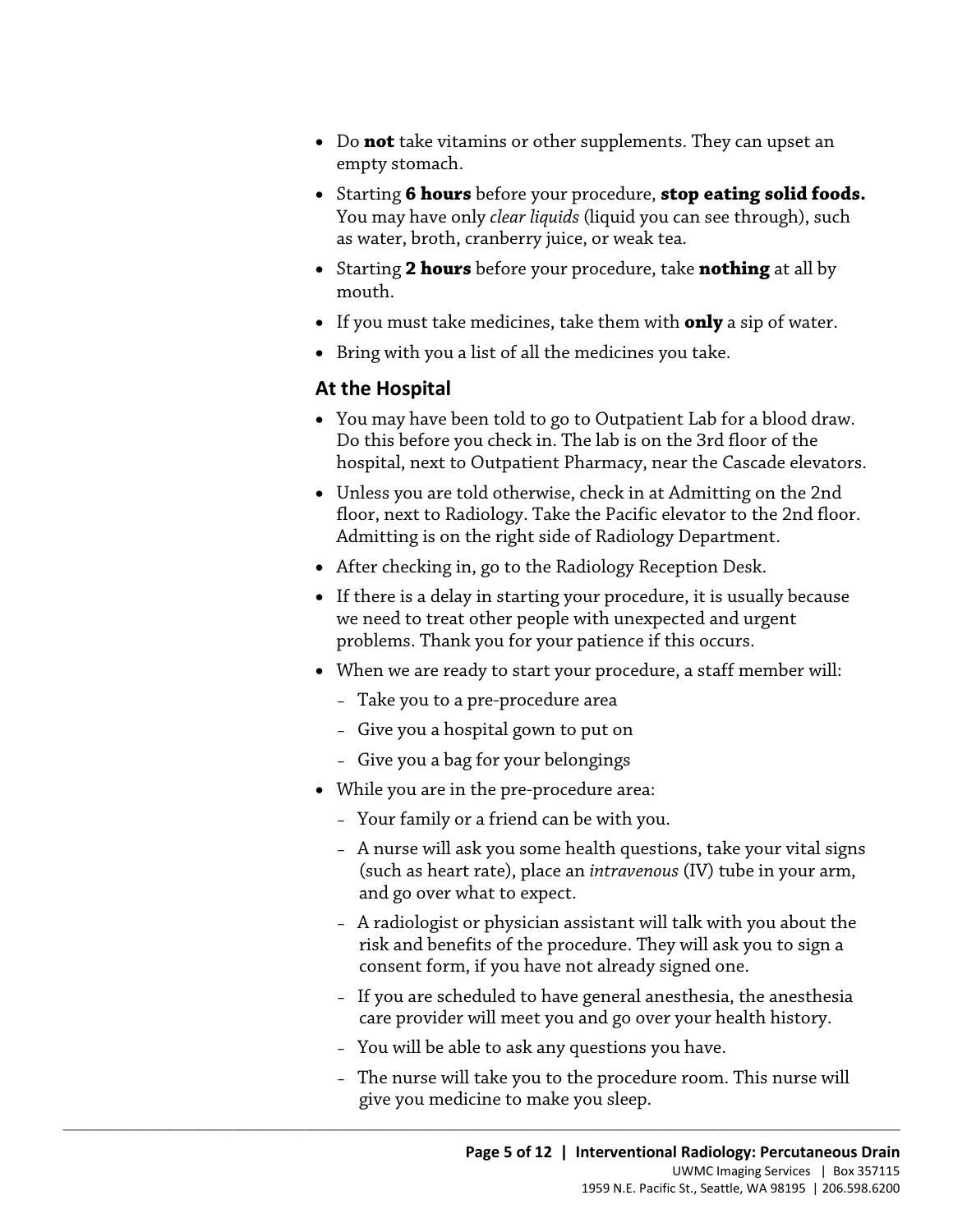- Do **not** take vitamins or other supplements. They can upset an empty stomach.
- Starting **6 hours** before your procedure, **stop eating solid foods.** You may have only *clear liquids* (liquid you can see through), such as water, broth, cranberry juice, or weak tea.
- Starting **2 hours** before your procedure, take **nothing** at all by mouth.
- If you must take medicines, take them with **only** a sip of water.
- Bring with you a list of all the medicines you take.

## At the Hospital

- You may have been told to go to Outpatient Lab for a blood draw. Do this before you check in. The lab is on the 3rd floor of the hospital, next to Outpatient Pharmacy, near the Cascade elevators.
- Unless you are told otherwise, check in at Admitting on the 2nd floor, next to Radiology. Take the Pacific elevator to the 2nd floor. Admitting is on the right side of Radiology Department.
- After checking in, go to the Radiology Reception Desk.
- If there is a delay in starting your procedure, it is usually because we need to treat other people with unexpected and urgent problems. Thank you for your patience if this occurs.
- When we are ready to start your procedure, a staff member will:
  - Take you to a pre-procedure area
  - Give you a hospital gown to put on
  - Give you a bag for your belongings
- While you are in the pre-procedure area:
  - Your family or a friend can be with you.
  - A nurse will ask you some health questions, take your vital signs (such as heart rate), place an *intravenous* (IV) tube in your arm, and go over what to expect.
  - A radiologist or physician assistant will talk with you about the risk and benefits of the procedure. They will ask you to sign a consent form, if you have not already signed one.
  - If you are scheduled to have general anesthesia, the anesthesia care provider will meet you and go over your health history.
  - You will be able to ask any questions you have.
  - The nurse will take you to the procedure room. This nurse will give you medicine to make you sleep.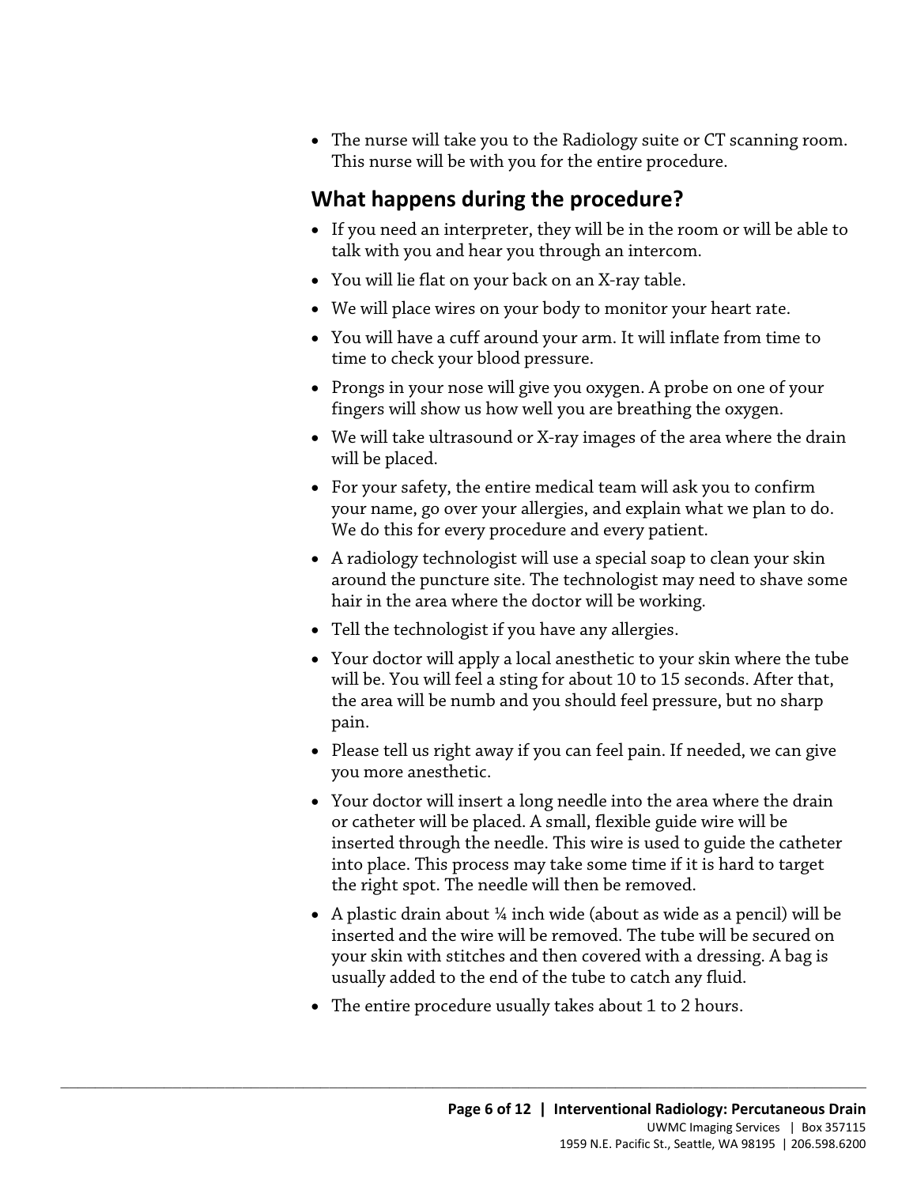- The nurse will take you to the Radiology suite or CT scanning room. This nurse will be with you for the entire procedure.

## What happens during the procedure?

- If you need an interpreter, they will be in the room or will be able to talk with you and hear you through an intercom.
- You will lie flat on your back on an X-ray table.
- We will place wires on your body to monitor your heart rate.
- You will have a cuff around your arm. It will inflate from time to time to check your blood pressure.
- Prongs in your nose will give you oxygen. A probe on one of your fingers will show us how well you are breathing the oxygen.
- We will take ultrasound or X-ray images of the area where the drain will be placed.
- For your safety, the entire medical team will ask you to confirm your name, go over your allergies, and explain what we plan to do. We do this for every procedure and every patient.
- A radiology technologist will use a special soap to clean your skin around the puncture site. The technologist may need to shave some hair in the area where the doctor will be working.
- Tell the technologist if you have any allergies.
- Your doctor will apply a local anesthetic to your skin where the tube will be. You will feel a sting for about 10 to 15 seconds. After that, the area will be numb and you should feel pressure, but no sharp pain.
- Please tell us right away if you can feel pain. If needed, we can give you more anesthetic.
- Your doctor will insert a long needle into the area where the drain or catheter will be placed. A small, flexible guide wire will be inserted through the needle. This wire is used to guide the catheter into place. This process may take some time if it is hard to target the right spot. The needle will then be removed.
- A plastic drain about ¼ inch wide (about as wide as a pencil) will be inserted and the wire will be removed. The tube will be secured on your skin with stitches and then covered with a dressing. A bag is usually added to the end of the tube to catch any fluid.
- The entire procedure usually takes about 1 to 2 hours.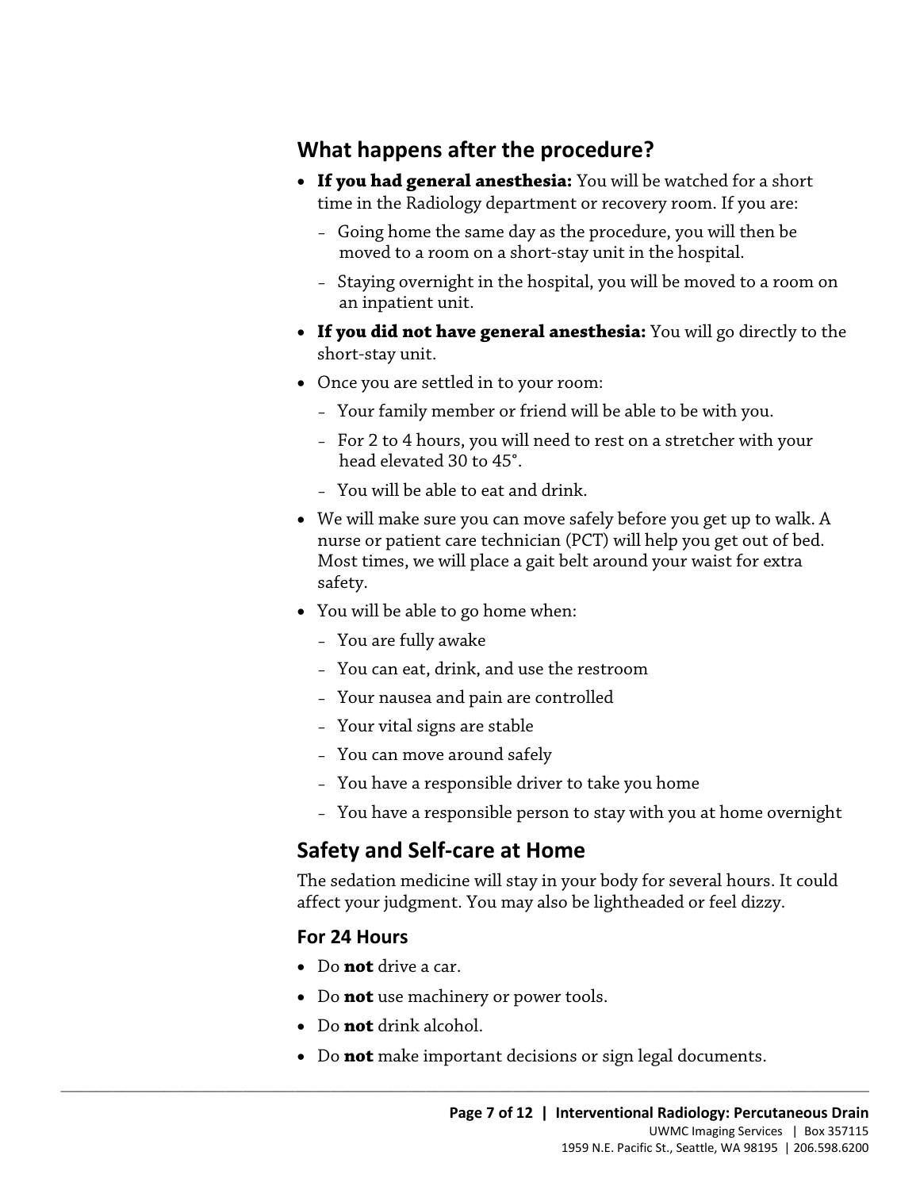## What happens after the procedure?

- **If you had general anesthesia:** You will be watched for a short time in the Radiology department or recovery room. If you are:
  - Going home the same day as the procedure, you will then be moved to a room on a short-stay unit in the hospital.
  - Staying overnight in the hospital, you will be moved to a room on an inpatient unit.
- **If you did not have general anesthesia:** You will go directly to the short-stay unit.
- Once you are settled in to your room:
  - Your family member or friend will be able to be with you.
  - For 2 to 4 hours, you will need to rest on a stretcher with your head elevated 30 to 45°.
  - You will be able to eat and drink.
- We will make sure you can move safely before you get up to walk. A nurse or patient care technician (PCT) will help you get out of bed. Most times, we will place a gait belt around your waist for extra safety.
- You will be able to go home when:
  - You are fully awake
  - You can eat, drink, and use the restroom
  - Your nausea and pain are controlled
  - Your vital signs are stable
  - You can move around safely
  - You have a responsible driver to take you home
  - You have a responsible person to stay with you at home overnight

## Safety and Self-care at Home

The sedation medicine will stay in your body for several hours. It could affect your judgment. You may also be lightheaded or feel dizzy.

### For 24 Hours

- Do **not** drive a car.
- Do **not** use machinery or power tools.
- Do **not** drink alcohol.
- Do **not** make important decisions or sign legal documents.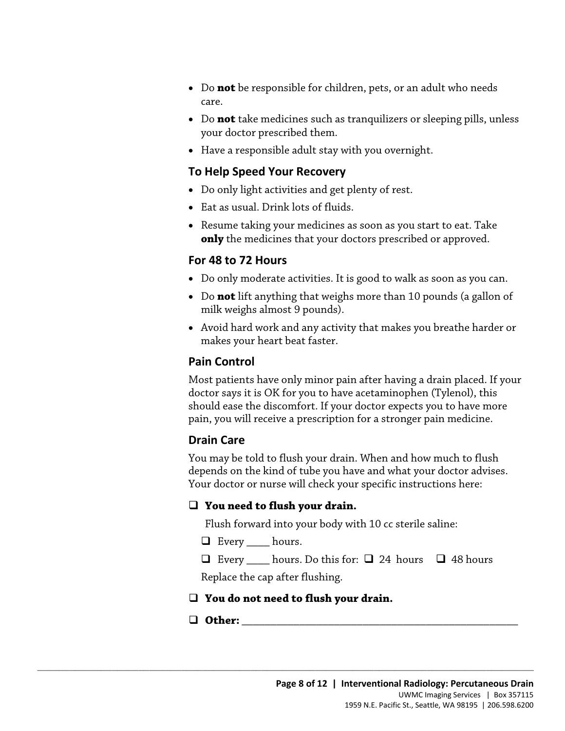- Do **not** be responsible for children, pets, or an adult who needs care.
- Do **not** take medicines such as tranquilizers or sleeping pills, unless your doctor prescribed them.
- Have a responsible adult stay with you overnight.

### To Help Speed Your Recovery

- Do only light activities and get plenty of rest.
- Eat as usual. Drink lots of fluids.
- Resume taking your medicines as soon as you start to eat. Take **only** the medicines that your doctors prescribed or approved.

### For 48 to 72 Hours

- Do only moderate activities. It is good to walk as soon as you can.
- Do **not** lift anything that weighs more than 10 pounds (a gallon of milk weighs almost 9 pounds).
- Avoid hard work and any activity that makes you breathe harder or makes your heart beat faster.

### Pain Control

Most patients have only minor pain after having a drain placed. If your doctor says it is OK for you to have acetaminophen (Tylenol), this should ease the discomfort. If your doctor expects you to have more pain, you will receive a prescription for a stronger pain medicine.

### Drain Care

You may be told to flush your drain. When and how much to flush depends on the kind of tube you have and what your doctor advises. Your doctor or nurse will check your specific instructions here:

- ☐ **You need to flush your drain.**

  Flush forward into your body with 10 cc sterile saline:

  - ☐ Every ____ hours.
  - ☐ Every ____ hours. Do this for: ☐ 24 hours ☐ 48 hours

  Replace the cap after flushing.

- ☐ **You do not need to flush your drain.**
- ☐ **Other:** ____________________________________________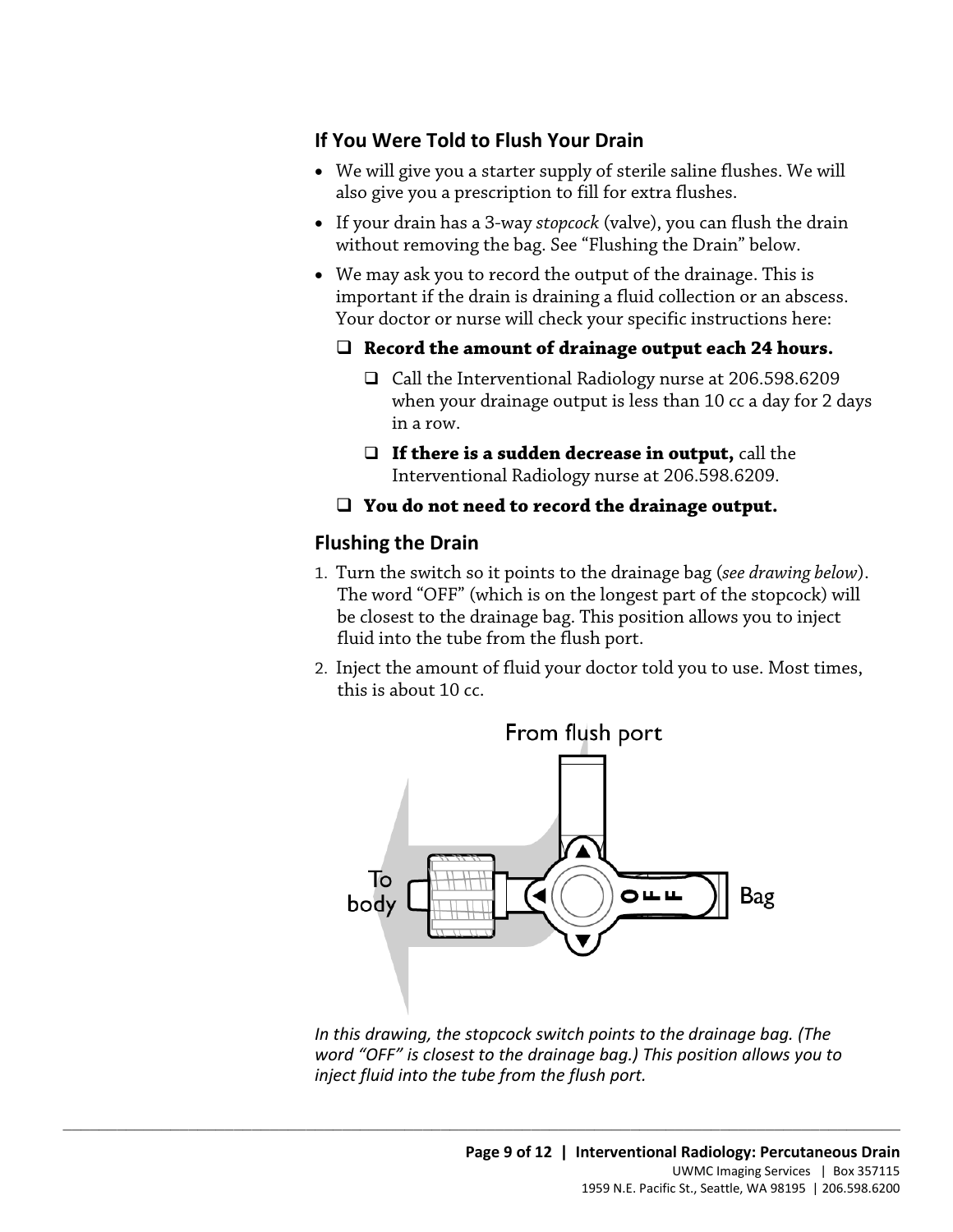## If You Were Told to Flush Your Drain

- We will give you a starter supply of sterile saline flushes. We will also give you a prescription to fill for extra flushes.
- If your drain has a 3-way *stopcock* (valve), you can flush the drain without removing the bag. See "Flushing the Drain" below.
- We may ask you to record the output of the drainage. This is important if the drain is draining a fluid collection or an abscess. Your doctor or nurse will check your specific instructions here:
  - ❑ **Record the amount of drainage output each 24 hours.**
    - ❑ Call the Interventional Radiology nurse at 206.598.6209 when your drainage output is less than 10 cc a day for 2 days in a row.
    - ❑ **If there is a sudden decrease in output,** call the Interventional Radiology nurse at 206.598.6209.
  - ❑ **You do not need to record the drainage output.**

## Flushing the Drain

1. Turn the switch so it points to the drainage bag (*see drawing below*). The word "OFF" (which is on the longest part of the stopcock) will be closest to the drainage bag. This position allows you to inject fluid into the tube from the flush port.
2. Inject the amount of fluid your doctor told you to use. Most times, this is about 10 cc.

From flush port

To body

Bag

*In this drawing, the stopcock switch points to the drainage bag. (The word "OFF" is closest to the drainage bag.) This position allows you to inject fluid into the tube from the flush port.*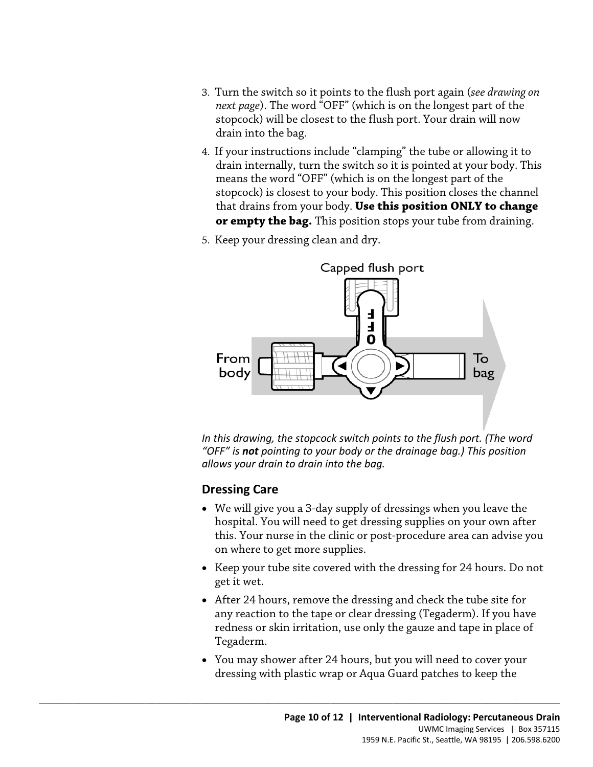3. Turn the switch so it points to the flush port again (*see drawing on next page*). The word "OFF" (which is on the longest part of the stopcock) will be closest to the flush port. Your drain will now drain into the bag.
4. If your instructions include "clamping" the tube or allowing it to drain internally, turn the switch so it is pointed at your body. This means the word "OFF" (which is on the longest part of the stopcock) is closest to your body. This position closes the channel that drains from your body. **Use this position ONLY to change or empty the bag.** This position stops your tube from draining.
5. Keep your dressing clean and dry.

Capped flush port

From body

To bag

*In this drawing, the stopcock switch points to the flush port. (The word "OFF" is **not** pointing to your body or the drainage bag.) This position allows your drain to drain into the bag.*

### Dressing Care

- We will give you a 3-day supply of dressings when you leave the hospital. You will need to get dressing supplies on your own after this. Your nurse in the clinic or post-procedure area can advise you on where to get more supplies.
- Keep your tube site covered with the dressing for 24 hours. Do not get it wet.
- After 24 hours, remove the dressing and check the tube site for any reaction to the tape or clear dressing (Tegaderm). If you have redness or skin irritation, use only the gauze and tape in place of Tegaderm.
- You may shower after 24 hours, but you will need to cover your dressing with plastic wrap or Aqua Guard patches to keep the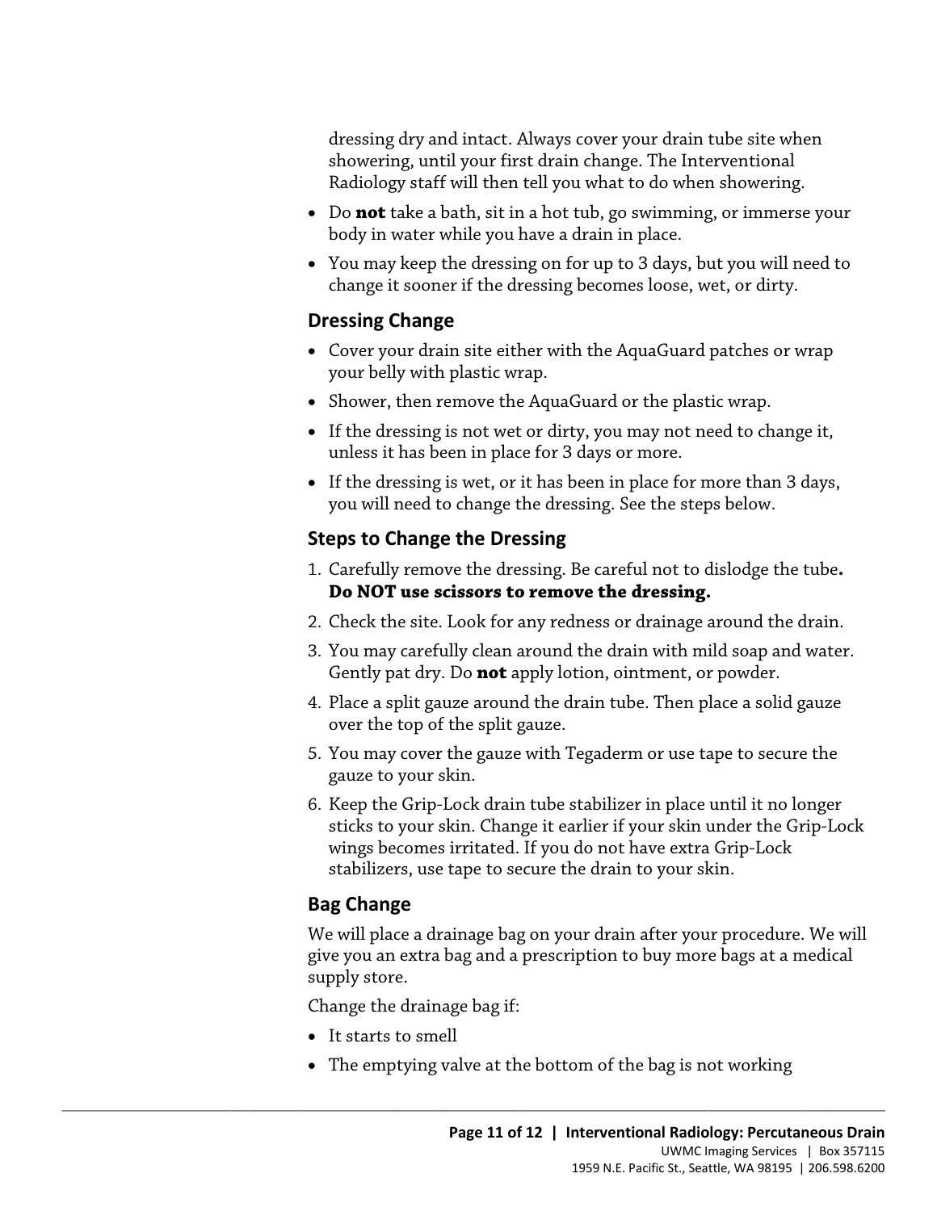dressing dry and intact. Always cover your drain tube site when showering, until your first drain change. The Interventional Radiology staff will then tell you what to do when showering.

- Do **not** take a bath, sit in a hot tub, go swimming, or immerse your body in water while you have a drain in place.
- You may keep the dressing on for up to 3 days, but you will need to change it sooner if the dressing becomes loose, wet, or dirty.

### Dressing Change

- Cover your drain site either with the AquaGuard patches or wrap your belly with plastic wrap.
- Shower, then remove the AquaGuard or the plastic wrap.
- If the dressing is not wet or dirty, you may not need to change it, unless it has been in place for 3 days or more.
- If the dressing is wet, or it has been in place for more than 3 days, you will need to change the dressing. See the steps below.

### Steps to Change the Dressing

1. Carefully remove the dressing. Be careful not to dislodge the tube**. Do NOT use scissors to remove the dressing.**
2. Check the site. Look for any redness or drainage around the drain.
3. You may carefully clean around the drain with mild soap and water. Gently pat dry. Do **not** apply lotion, ointment, or powder.
4. Place a split gauze around the drain tube. Then place a solid gauze over the top of the split gauze.
5. You may cover the gauze with Tegaderm or use tape to secure the gauze to your skin.
6. Keep the Grip-Lock drain tube stabilizer in place until it no longer sticks to your skin. Change it earlier if your skin under the Grip-Lock wings becomes irritated. If you do not have extra Grip-Lock stabilizers, use tape to secure the drain to your skin.

### Bag Change

We will place a drainage bag on your drain after your procedure. We will give you an extra bag and a prescription to buy more bags at a medical supply store.

Change the drainage bag if:

- It starts to smell
- The emptying valve at the bottom of the bag is not working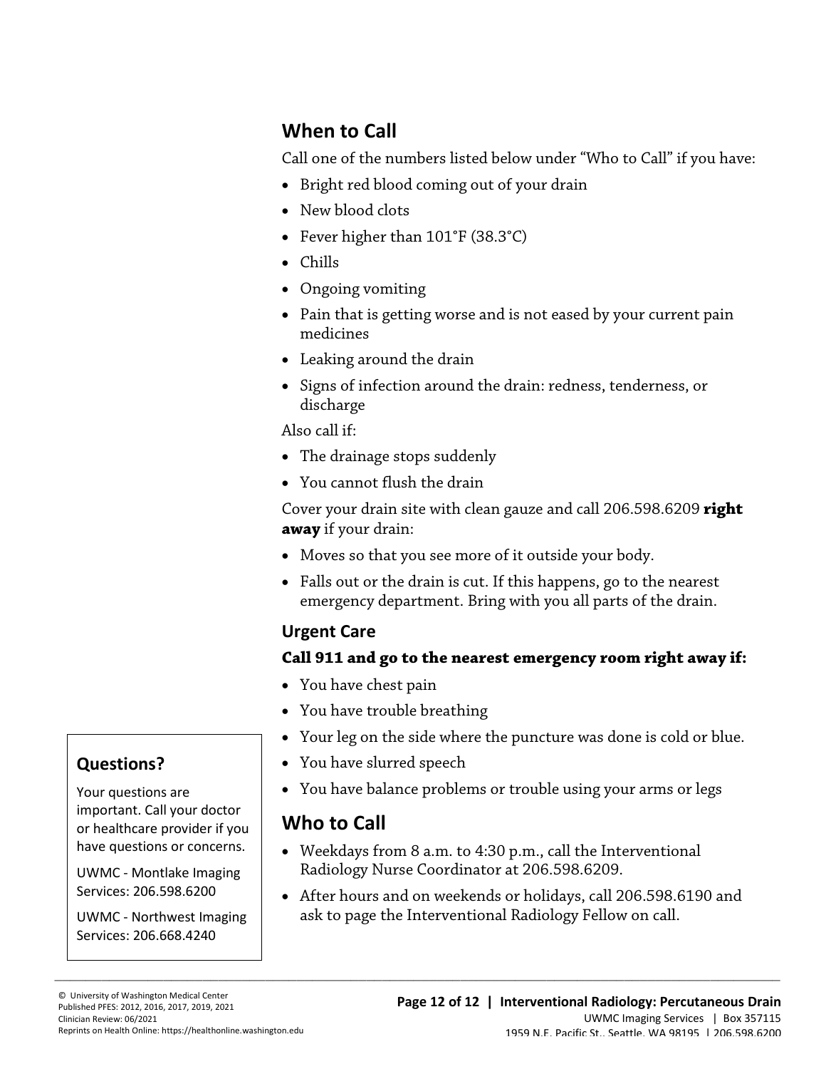## When to Call

Call one of the numbers listed below under "Who to Call" if you have:

- Bright red blood coming out of your drain
- New blood clots
- Fever higher than 101°F (38.3°C)
- Chills
- Ongoing vomiting
- Pain that is getting worse and is not eased by your current pain medicines
- Leaking around the drain
- Signs of infection around the drain: redness, tenderness, or discharge

Also call if:

- The drainage stops suddenly
- You cannot flush the drain

Cover your drain site with clean gauze and call 206.598.6209 **right away** if your drain:

- Moves so that you see more of it outside your body.
- Falls out or the drain is cut. If this happens, go to the nearest emergency department. Bring with you all parts of the drain.

### Urgent Care

**Call 911 and go to the nearest emergency room right away if:**

- You have chest pain
- You have trouble breathing
- Your leg on the side where the puncture was done is cold or blue.
- You have slurred speech
- You have balance problems or trouble using your arms or legs

## Who to Call

- Weekdays from 8 a.m. to 4:30 p.m., call the Interventional Radiology Nurse Coordinator at 206.598.6209.
- After hours and on weekends or holidays, call 206.598.6190 and ask to page the Interventional Radiology Fellow on call.

### Questions?

Your questions are important. Call your doctor or healthcare provider if you have questions or concerns.

UWMC - Montlake Imaging Services: 206.598.6200

UWMC - Northwest Imaging Services: 206.668.4240

© University of Washington Medical Center
Published PFES: 2012, 2016, 2017, 2019, 2021
Clinician Review: 06/2021
Reprints on Health Online: https://healthonline.washington.edu

UWMC Imaging Services | Box 357115
1959 N.E. Pacific St., Seattle, WA 98195 | 206.598.6200